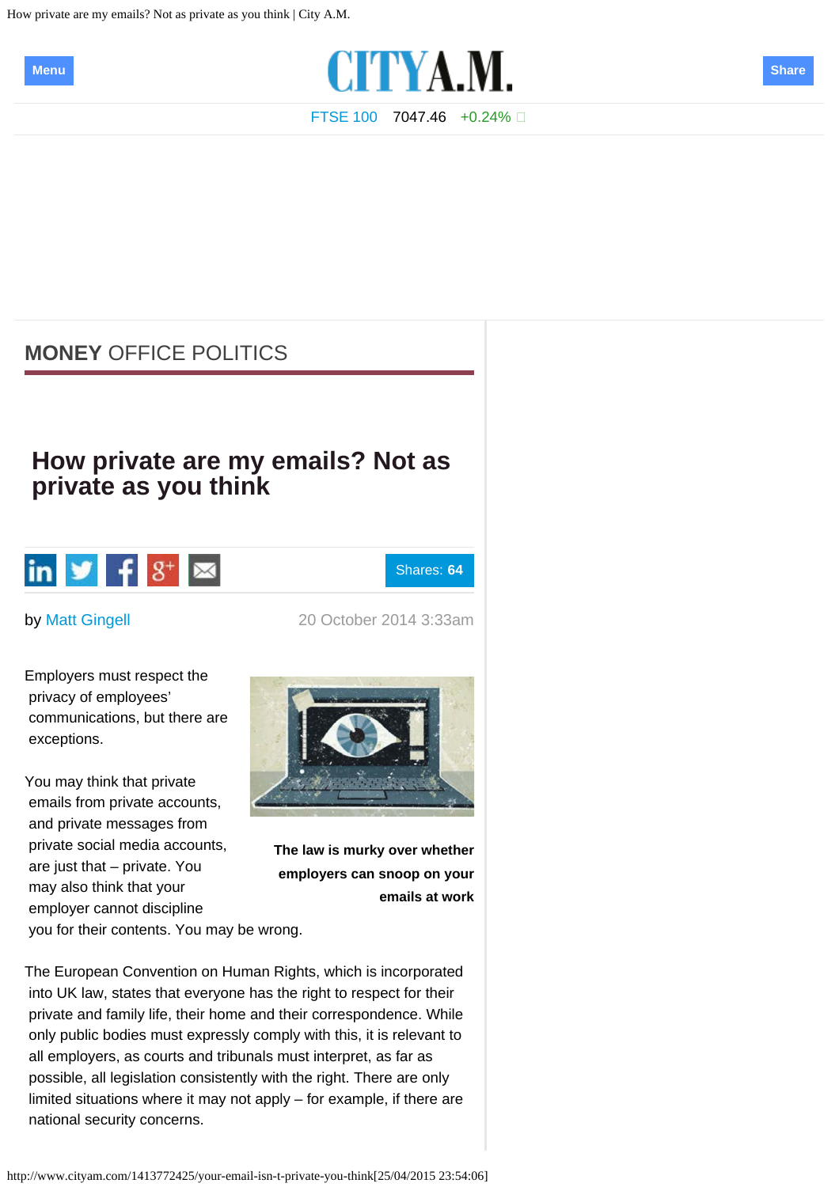MONEY OFFICE POLITICS

# How private are my emails? Not as private as you think

by Matt Gingell

20 October 2014 3:33am

Employers must respect the privacy of employees' communications, but there are exceptions.

**The law is murky over whether employers can snoop on your emails at work**

You may think that private emails from private accounts, and private messages from private social media accounts, are just that – private. You may also think that your employer cannot discipline you for their contents. You may be wrong.

The European Convention on Human Rights, which is incorporated into UK law, states that everyone has the right to respect for their private and family life, their home and their correspondence. While only public bodies must expressly comply with this, it is relevant to all employers, as courts and tribunals must interpret, as far as possible, all legislation consistently with the right. There are only limited situations where it may not apply – for example, if there are national security concerns.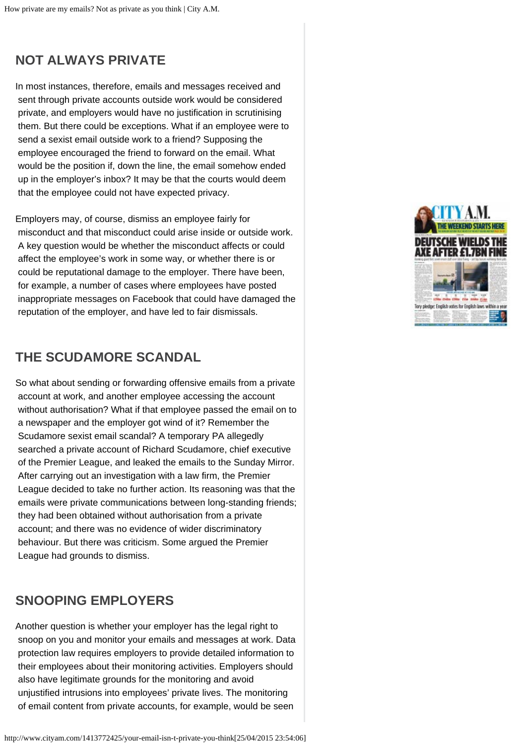## NOT ALWAYS PRIVATE

In most instances, therefore, emails and messages received and sent through private accounts outside work would be considered private, and employers would have no justification in scrutinising them. But there could be exceptions. What if an employee were to send a sexist email outside work to a friend? Supposing the employee encouraged the friend to forward on the email. What would be the position if, down the line, the email somehow ended up in the employer's inbox? It may be that the courts would deem that the employee could not have expected privacy.

Employers may, of course, dismiss an employee fairly for misconduct and that misconduct could arise inside or outside work. A key question would be whether the misconduct affects or could affect the employee's work in some way, or whether there is or could be reputational damage to the employer. There have been, for example, a number of cases where employees have posted inappropriate messages on Facebook that could have damaged the reputation of the employer, and have led to fair dismissals.

## THE SCUDAMORE SCANDAL

So what about sending or forwarding offensive emails from a private account at work, and another employee accessing the account without authorisation? What if that employee passed the email on to a newspaper and the employer got wind of it? Remember the Scudamore sexist email scandal? A temporary PA allegedly searched a private account of Richard Scudamore, chief executive of the Premier League, and leaked the emails to the Sunday Mirror. After carrying out an investigation with a law firm, the Premier League decided to take no further action. Its reasoning was that the emails were private communications between long-standing friends; they had been obtained without authorisation from a private account; and there was no evidence of wider discriminatory behaviour. But there was criticism. Some argued the Premier League had grounds to dismiss.

## SNOOPING EMPLOYERS

Another question is whether your employer has the legal right to snoop on you and monitor your emails and messages at work. Data protection law requires employers to provide detailed information to their employees about their monitoring activities. Employers should also have legitimate grounds for the monitoring and avoid unjustified intrusions into employees' private lives. The monitoring of email content from private accounts, for example, would be seen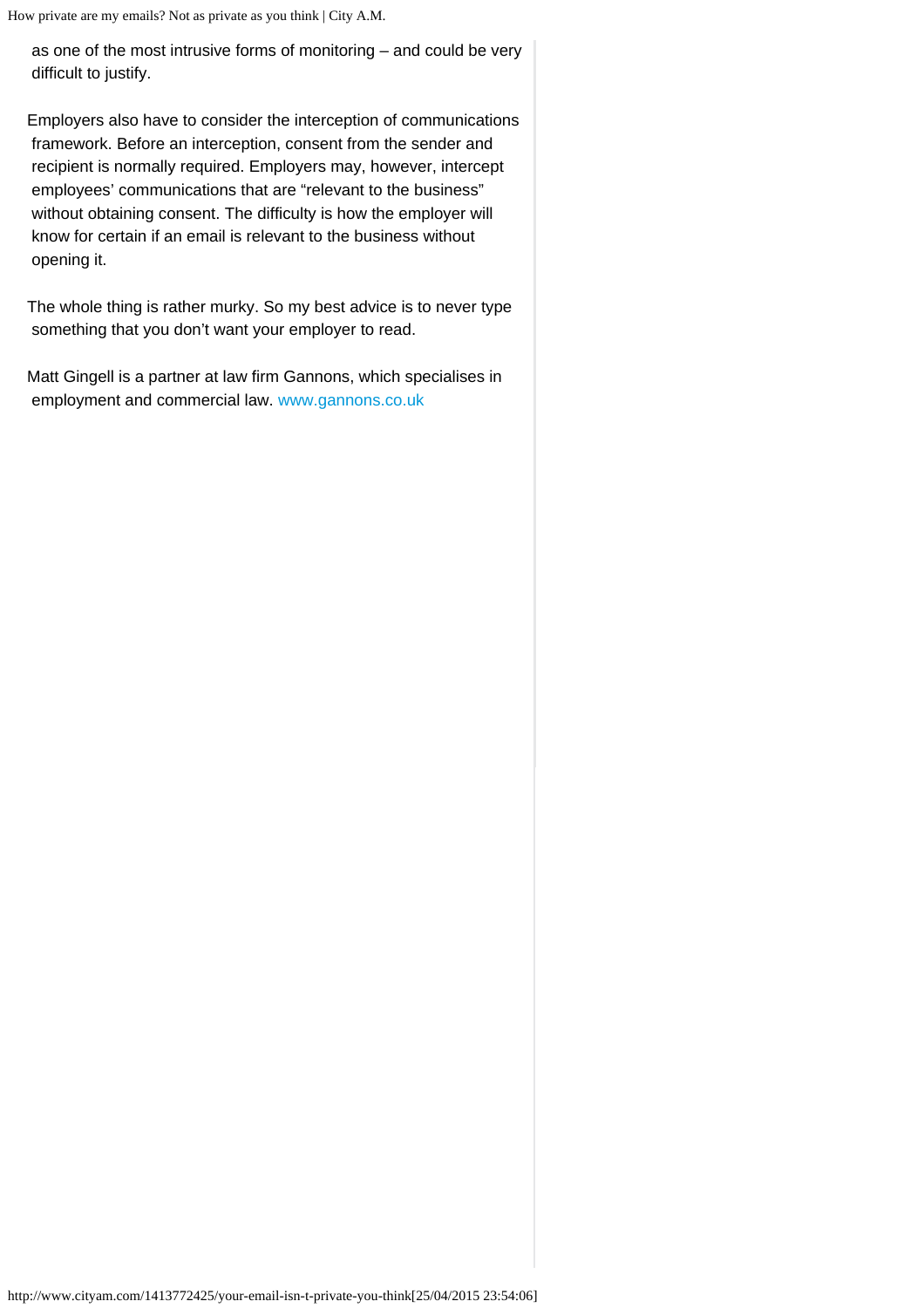as one of the most intrusive forms of monitoring – and could be very difficult to justify.

Employers also have to consider the interception of communications framework. Before an interception, consent from the sender and recipient is normally required. Employers may, however, intercept employees' communications that are "relevant to the business" without obtaining consent. The difficulty is how the employer will know for certain if an email is relevant to the business without opening it.

The whole thing is rather murky. So my best advice is to never type something that you don't want your employer to read.

Matt Gingell is a partner at law firm Gannons, which specialises in employment and commercial law. www.gannons.co.uk